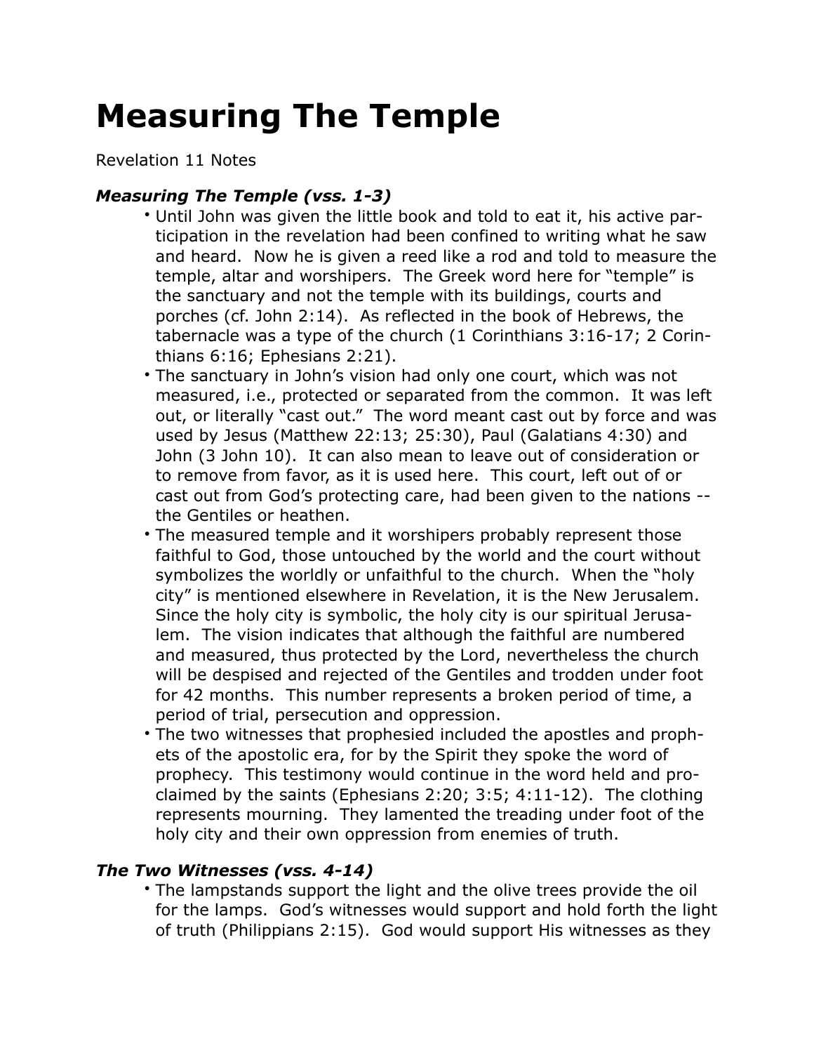# Measuring The Temple

Revelation 11 Notes

### *Measuring The Temple (vss. 1-3)*

- Until John was given the little book and told to eat it, his active participation in the revelation had been confined to writing what he saw and heard. Now he is given a reed like a rod and told to measure the temple, altar and worshipers. The Greek word here for "temple" is the sanctuary and not the temple with its buildings, courts and porches (cf. John 2:14). As reflected in the book of Hebrews, the tabernacle was a type of the church (1 Corinthians 3:16-17; 2 Corinthians 6:16; Ephesians 2:21).
- The sanctuary in John's vision had only one court, which was not measured, i.e., protected or separated from the common. It was left out, or literally "cast out." The word meant cast out by force and was used by Jesus (Matthew 22:13; 25:30), Paul (Galatians 4:30) and John (3 John 10). It can also mean to leave out of consideration or to remove from favor, as it is used here. This court, left out of or cast out from God's protecting care, had been given to the nations -- the Gentiles or heathen.
- The measured temple and it worshipers probably represent those faithful to God, those untouched by the world and the court without symbolizes the worldly or unfaithful to the church. When the "holy city" is mentioned elsewhere in Revelation, it is the New Jerusalem. Since the holy city is symbolic, the holy city is our spiritual Jerusalem. The vision indicates that although the faithful are numbered and measured, thus protected by the Lord, nevertheless the church will be despised and rejected of the Gentiles and trodden under foot for 42 months. This number represents a broken period of time, a period of trial, persecution and oppression.
- The two witnesses that prophesied included the apostles and prophets of the apostolic era, for by the Spirit they spoke the word of prophecy. This testimony would continue in the word held and proclaimed by the saints (Ephesians 2:20; 3:5; 4:11-12). The clothing represents mourning. They lamented the treading under foot of the holy city and their own oppression from enemies of truth.

### *The Two Witnesses (vss. 4-14)*

- The lampstands support the light and the olive trees provide the oil for the lamps. God's witnesses would support and hold forth the light of truth (Philippians 2:15). God would support His witnesses as they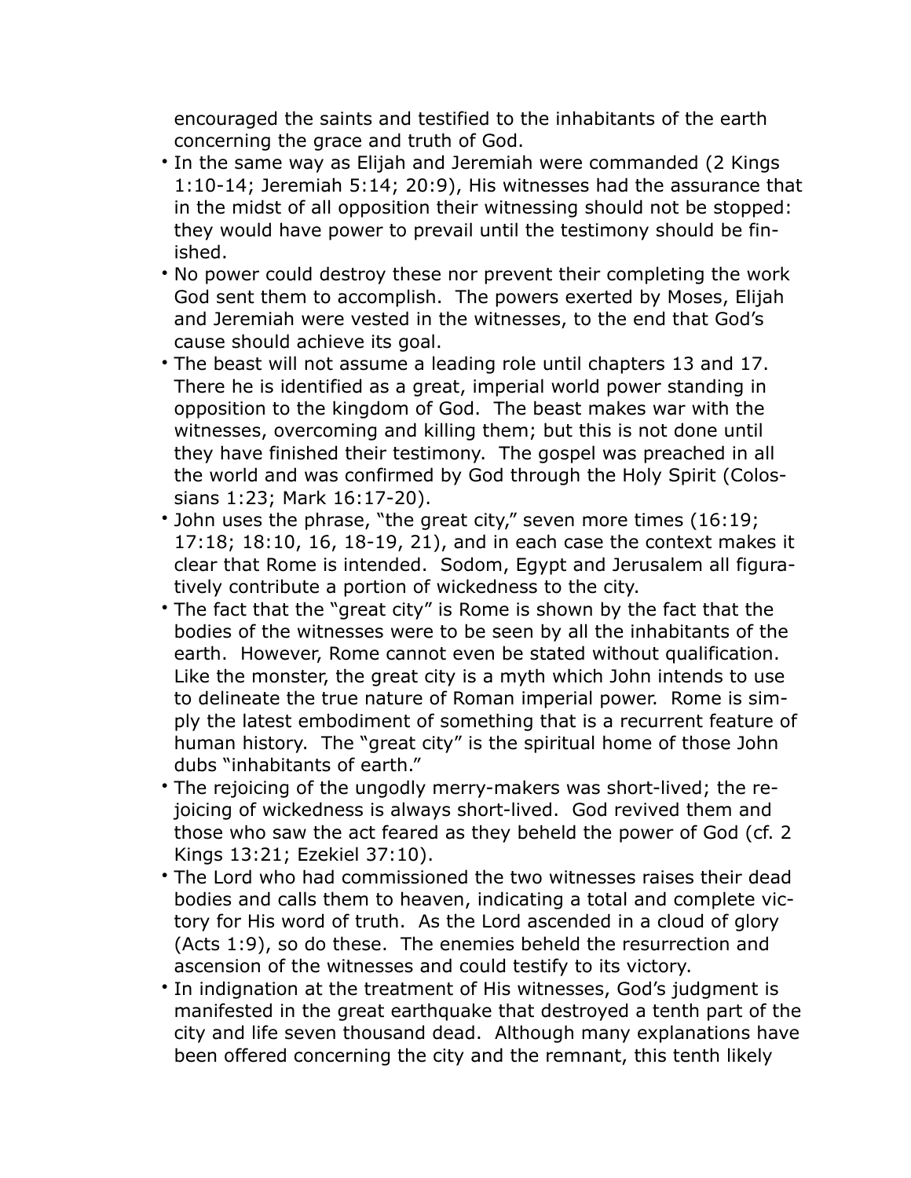encouraged the saints and testified to the inhabitants of the earth concerning the grace and truth of God.

- In the same way as Elijah and Jeremiah were commanded (2 Kings 1:10-14; Jeremiah 5:14; 20:9), His witnesses had the assurance that in the midst of all opposition their witnessing should not be stopped: they would have power to prevail until the testimony should be finished.
- No power could destroy these nor prevent their completing the work God sent them to accomplish. The powers exerted by Moses, Elijah and Jeremiah were vested in the witnesses, to the end that God's cause should achieve its goal.
- The beast will not assume a leading role until chapters 13 and 17. There he is identified as a great, imperial world power standing in opposition to the kingdom of God. The beast makes war with the witnesses, overcoming and killing them; but this is not done until they have finished their testimony. The gospel was preached in all the world and was confirmed by God through the Holy Spirit (Colossians 1:23; Mark 16:17-20).
- John uses the phrase, "the great city," seven more times (16:19; 17:18; 18:10, 16, 18-19, 21), and in each case the context makes it clear that Rome is intended. Sodom, Egypt and Jerusalem all figuratively contribute a portion of wickedness to the city.
- The fact that the "great city" is Rome is shown by the fact that the bodies of the witnesses were to be seen by all the inhabitants of the earth. However, Rome cannot even be stated without qualification. Like the monster, the great city is a myth which John intends to use to delineate the true nature of Roman imperial power. Rome is simply the latest embodiment of something that is a recurrent feature of human history. The "great city" is the spiritual home of those John dubs "inhabitants of earth."
- The rejoicing of the ungodly merry-makers was short-lived; the rejoicing of wickedness is always short-lived. God revived them and those who saw the act feared as they beheld the power of God (cf. 2 Kings 13:21; Ezekiel 37:10).
- The Lord who had commissioned the two witnesses raises their dead bodies and calls them to heaven, indicating a total and complete victory for His word of truth. As the Lord ascended in a cloud of glory (Acts 1:9), so do these. The enemies beheld the resurrection and ascension of the witnesses and could testify to its victory.
- In indignation at the treatment of His witnesses, God's judgment is manifested in the great earthquake that destroyed a tenth part of the city and life seven thousand dead. Although many explanations have been offered concerning the city and the remnant, this tenth likely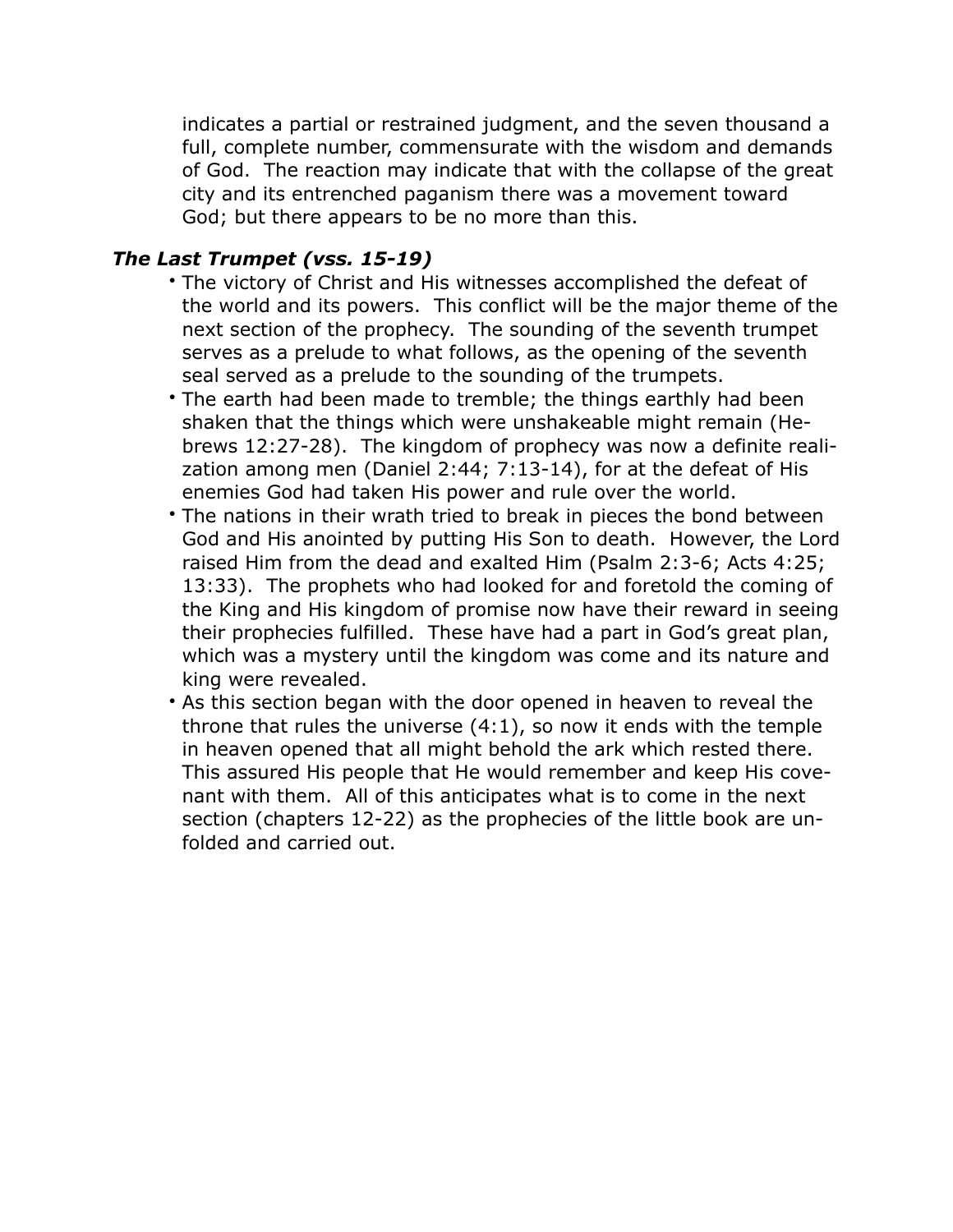indicates a partial or restrained judgment, and the seven thousand a full, complete number, commensurate with the wisdom and demands of God. The reaction may indicate that with the collapse of the great city and its entrenched paganism there was a movement toward God; but there appears to be no more than this.

***The Last Trumpet (vss. 15-19)***

- The victory of Christ and His witnesses accomplished the defeat of the world and its powers. This conflict will be the major theme of the next section of the prophecy. The sounding of the seventh trumpet serves as a prelude to what follows, as the opening of the seventh seal served as a prelude to the sounding of the trumpets.
- The earth had been made to tremble; the things earthly had been shaken that the things which were unshakeable might remain (Hebrews 12:27-28). The kingdom of prophecy was now a definite realization among men (Daniel 2:44; 7:13-14), for at the defeat of His enemies God had taken His power and rule over the world.
- The nations in their wrath tried to break in pieces the bond between God and His anointed by putting His Son to death. However, the Lord raised Him from the dead and exalted Him (Psalm 2:3-6; Acts 4:25; 13:33). The prophets who had looked for and foretold the coming of the King and His kingdom of promise now have their reward in seeing their prophecies fulfilled. These have had a part in God's great plan, which was a mystery until the kingdom was come and its nature and king were revealed.
- As this section began with the door opened in heaven to reveal the throne that rules the universe (4:1), so now it ends with the temple in heaven opened that all might behold the ark which rested there. This assured His people that He would remember and keep His covenant with them. All of this anticipates what is to come in the next section (chapters 12-22) as the prophecies of the little book are unfolded and carried out.